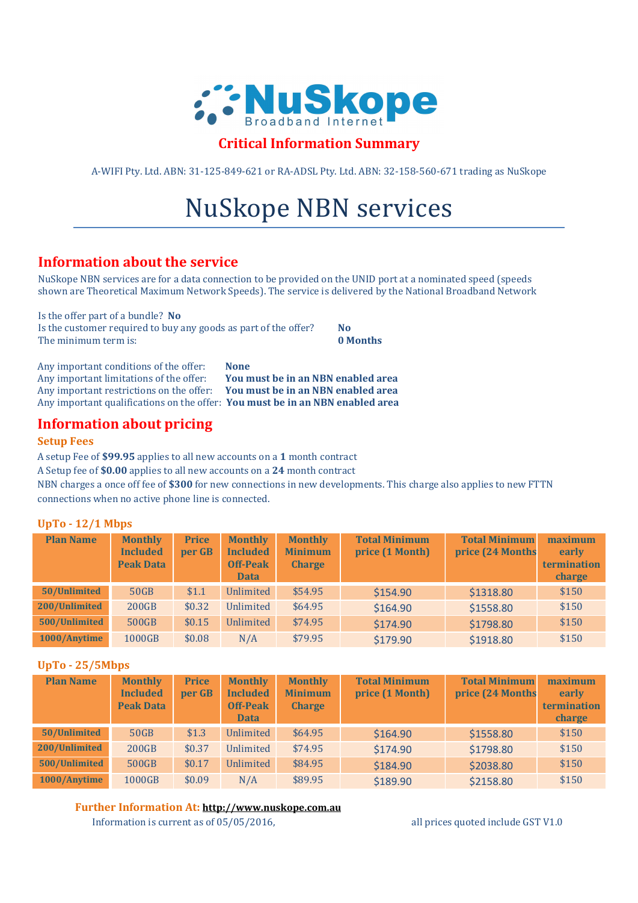# NuSkope

Broadband Internet

## Critical Information Summary

A-WIFI Pty. Ltd. ABN: 31-125-849-621 or RA-ADSL Pty. Ltd. ABN: 32-158-560-671 trading as NuSkope

# NuSkope NBN services

## Information about the service

NuSkope NBN services are for a data connection to be provided on the UNID port at a nominated speed (speeds shown are Theoretical Maximum Network Speeds). The service is delivered by the National Broadband Network

Is the offer part of a bundle? **No**
Is the customer required to buy any goods as part of the offer? **No**
The minimum term is: **0 Months**

Any important conditions of the offer: **None**
Any important limitations of the offer: **You must be in an NBN enabled area**
Any important restrictions on the offer: **You must be in an NBN enabled area**
Any important qualifications on the offer: **You must be in an NBN enabled area**

## Information about pricing

### Setup Fees

A setup Fee of **$99.95** applies to all new accounts on a **1** month contract
A Setup fee of **$0.00** applies to all new accounts on a **24** month contract
NBN charges a once off fee of **$300** for new connections in new developments. This charge also applies to new FTTN connections when no active phone line is connected.

### UpTo - 12/1 Mbps

| Plan Name | Monthly Included Peak Data | Price per GB | Monthly Included Off-Peak Data | Monthly Minimum Charge | Total Minimum price (1 Month) | Total Minimum price (24 Months | maximum early termination charge |
|---|---|---|---|---|---|---|---|
| 50/Unlimited | 50GB | $1.1 | Unlimited | $54.95 | $154.90 | $1318.80 | $150 |
| 200/Unlimited | 200GB | $0.32 | Unlimited | $64.95 | $164.90 | $1558.80 | $150 |
| 500/Unlimited | 500GB | $0.15 | Unlimited | $74.95 | $174.90 | $1798.80 | $150 |
| 1000/Anytime | 1000GB | $0.08 | N/A | $79.95 | $179.90 | $1918.80 | $150 |

### UpTo - 25/5Mbps

| Plan Name | Monthly Included Peak Data | Price per GB | Monthly Included Off-Peak Data | Monthly Minimum Charge | Total Minimum price (1 Month) | Total Minimum price (24 Months | maximum early termination charge |
|---|---|---|---|---|---|---|---|
| 50/Unlimited | 50GB | $1.3 | Unlimited | $64.95 | $164.90 | $1558.80 | $150 |
| 200/Unlimited | 200GB | $0.37 | Unlimited | $74.95 | $174.90 | $1798.80 | $150 |
| 500/Unlimited | 500GB | $0.17 | Unlimited | $84.95 | $184.90 | $2038.80 | $150 |
| 1000/Anytime | 1000GB | $0.09 | N/A | $89.95 | $189.90 | $2158.80 | $150 |

**Further Information At: http://www.nuskope.com.au**

Information is current as of 05/05/2016, all prices quoted include GST V1.0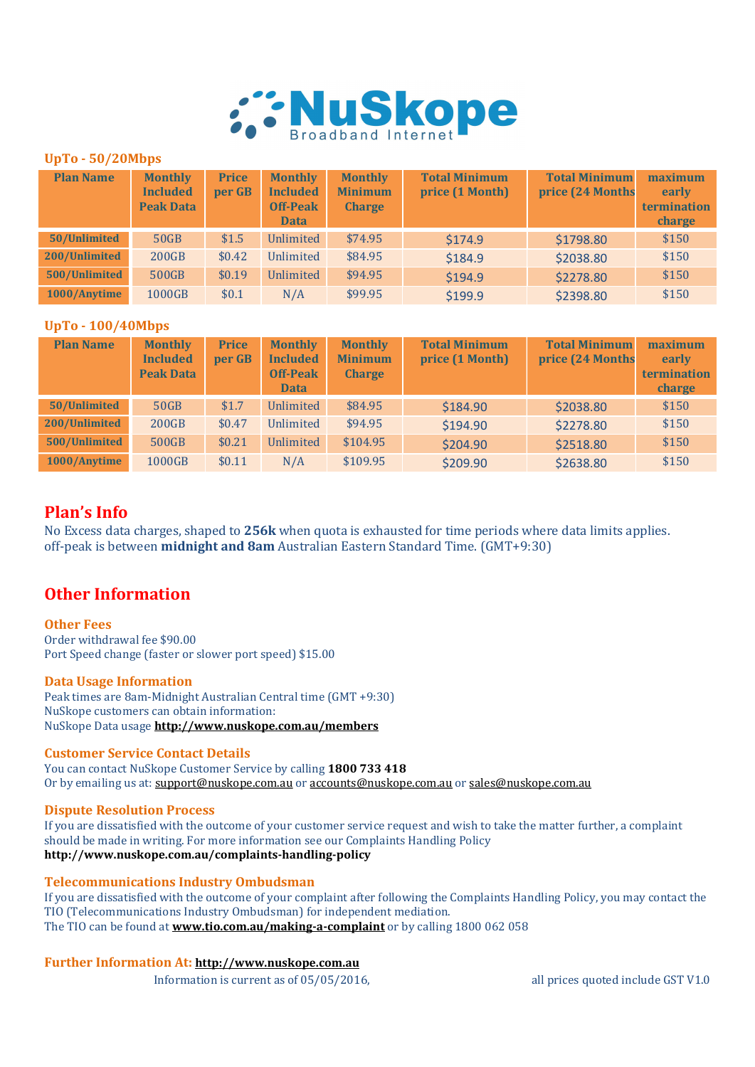# NuSkope Broadband Internet

### UpTo - 50/20Mbps

| Plan Name | Monthly Included Peak Data | Price per GB | Monthly Included Off-Peak Data | Monthly Minimum Charge | Total Minimum price (1 Month) | Total Minimum price (24 Months | maximum early termination charge |
|---|---|---|---|---|---|---|---|
| 50/Unlimited | 50GB | $1.5 | Unlimited | $74.95 | $174.9 | $1798.80 | $150 |
| 200/Unlimited | 200GB | $0.42 | Unlimited | $84.95 | $184.9 | $2038.80 | $150 |
| 500/Unlimited | 500GB | $0.19 | Unlimited | $94.95 | $194.9 | $2278.80 | $150 |
| 1000/Anytime | 1000GB | $0.1 | N/A | $99.95 | $199.9 | $2398.80 | $150 |

### UpTo - 100/40Mbps

| Plan Name | Monthly Included Peak Data | Price per GB | Monthly Included Off-Peak Data | Monthly Minimum Charge | Total Minimum price (1 Month) | Total Minimum price (24 Months | maximum early termination charge |
|---|---|---|---|---|---|---|---|
| 50/Unlimited | 50GB | $1.7 | Unlimited | $84.95 | $184.90 | $2038.80 | $150 |
| 200/Unlimited | 200GB | $0.47 | Unlimited | $94.95 | $194.90 | $2278.80 | $150 |
| 500/Unlimited | 500GB | $0.21 | Unlimited | $104.95 | $204.90 | $2518.80 | $150 |
| 1000/Anytime | 1000GB | $0.11 | N/A | $109.95 | $209.90 | $2638.80 | $150 |

## Plan's Info

No Excess data charges, shaped to **256k** when quota is exhausted for time periods where data limits applies.
off-peak is between **midnight and 8am** Australian Eastern Standard Time. (GMT+9:30)

## Other Information

### Other Fees

Order withdrawal fee $90.00
Port Speed change (faster or slower port speed) $15.00

### Data Usage Information

Peak times are 8am-Midnight Australian Central time (GMT +9:30)
NuSkope customers can obtain information:
NuSkope Data usage **http://www.nuskope.com.au/members**

### Customer Service Contact Details

You can contact NuSkope Customer Service by calling **1800 733 418**
Or by emailing us at: support@nuskope.com.au or accounts@nuskope.com.au or sales@nuskope.com.au

### Dispute Resolution Process

If you are dissatisfied with the outcome of your customer service request and wish to take the matter further, a complaint should be made in writing. For more information see our Complaints Handling Policy
**http://www.nuskope.com.au/complaints-handling-policy**

### Telecommunications Industry Ombudsman

If you are dissatisfied with the outcome of your complaint after following the Complaints Handling Policy, you may contact the TIO (Telecommunications Industry Ombudsman) for independent mediation.
The TIO can be found at **www.tio.com.au/making-a-complaint** or by calling 1800 062 058

### Further Information At: **http://www.nuskope.com.au**

Information is current as of 05/05/2016, all prices quoted include GST V1.0